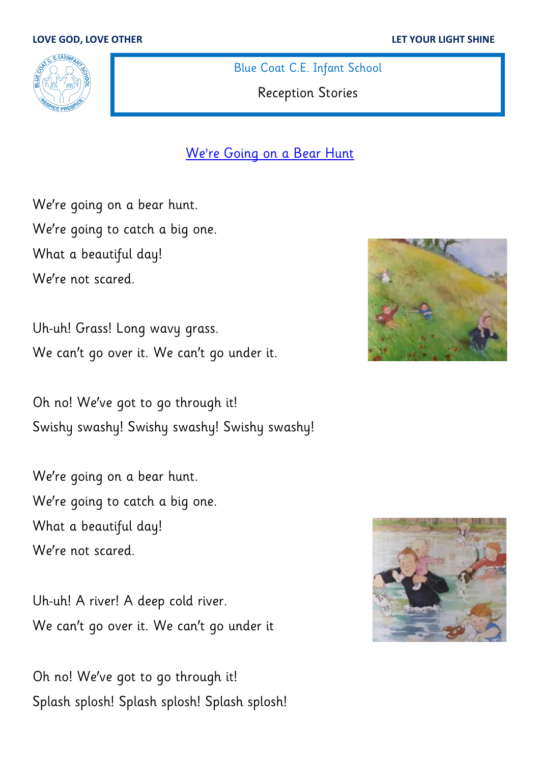LOVE GOD, LOVE OTHER LET YOUR LIGHT SHINE

Blue Coat C.E. Infant School

Reception Stories

# We're Going on a Bear Hunt

We're going on a bear hunt.
We're going to catch a big one.
What a beautiful day!
We're not scared.

Uh-uh! Grass! Long wavy grass.
We can't go over it. We can't go under it.

Oh no! We've got to go through it!
Swishy swashy! Swishy swashy! Swishy swashy!

We're going on a bear hunt.
We're going to catch a big one.
What a beautiful day!
We're not scared.

Uh-uh! A river! A deep cold river.
We can't go over it. We can't go under it

Oh no! We've got to go through it!
Splash splosh! Splash splosh! Splash splosh!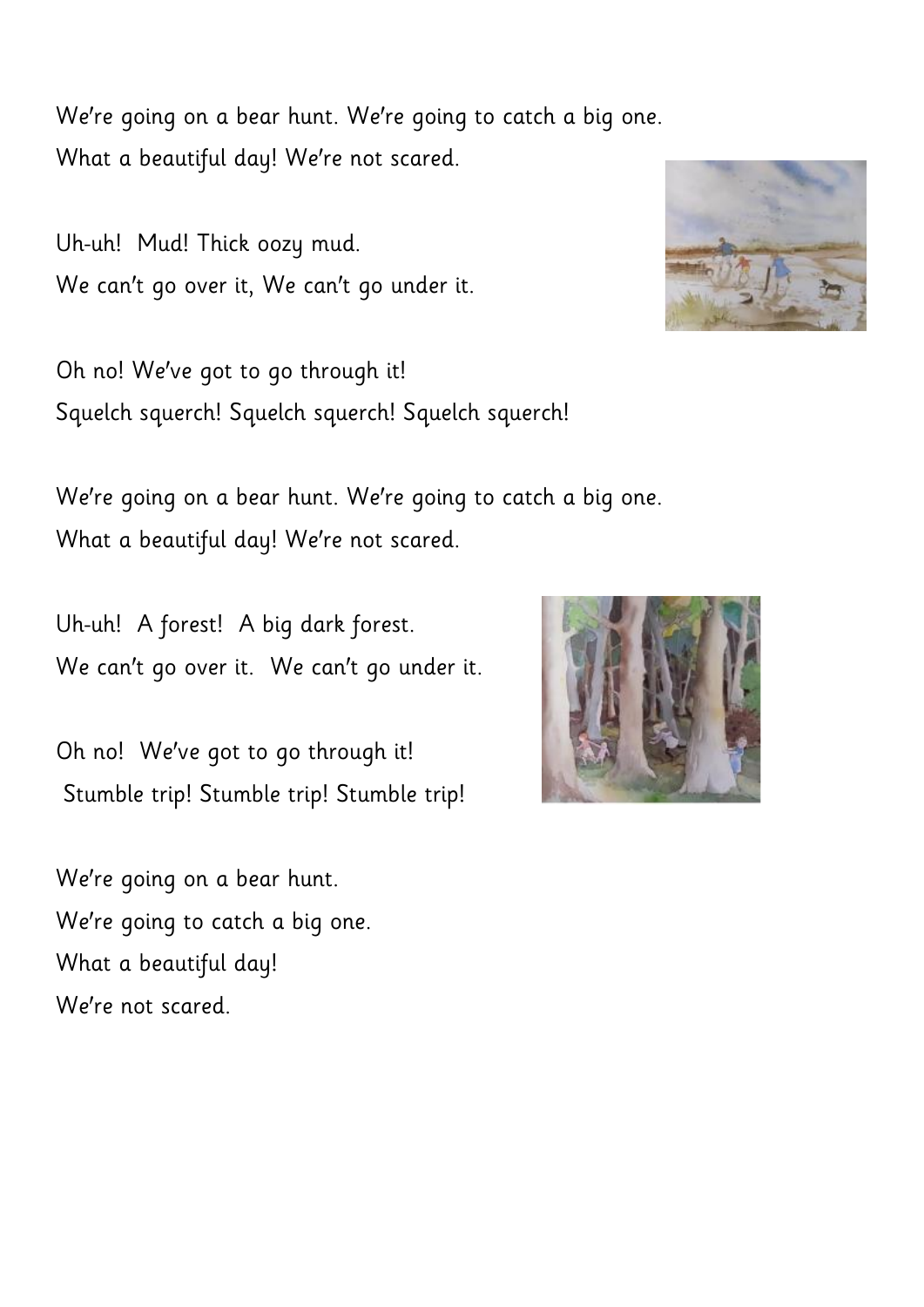We're going on a bear hunt. We're going to catch a big one.
What a beautiful day! We're not scared.

Uh-uh! Mud! Thick oozy mud.
We can't go over it, We can't go under it.

Oh no! We've got to go through it!
Squelch squerch! Squelch squerch! Squelch squerch!

We're going on a bear hunt. We're going to catch a big one.
What a beautiful day! We're not scared.

Uh-uh! A forest! A big dark forest.
We can't go over it. We can't go under it.

Oh no! We've got to go through it!
Stumble trip! Stumble trip! Stumble trip!

We're going on a bear hunt.
We're going to catch a big one.
What a beautiful day!
We're not scared.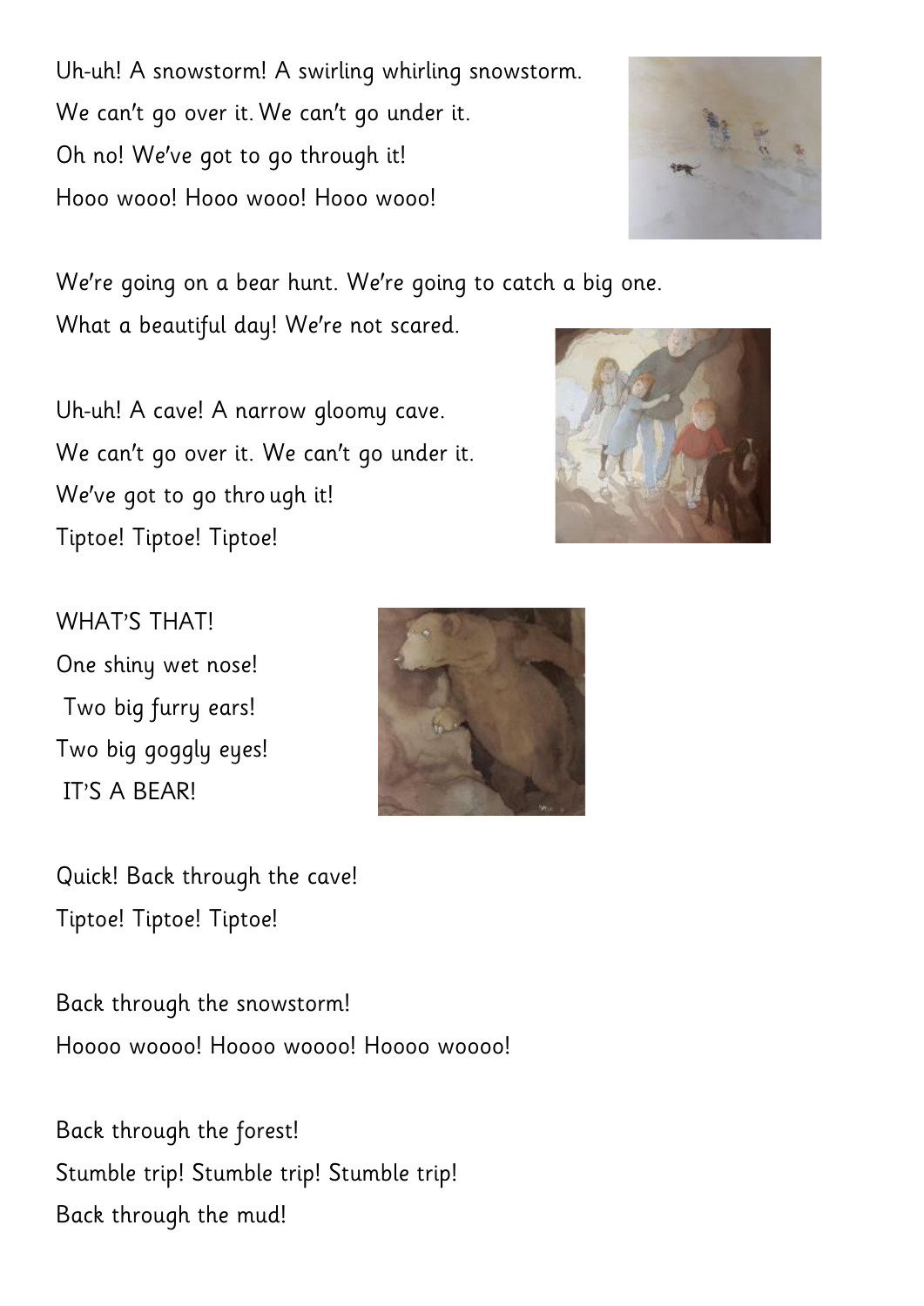Uh-uh! A snowstorm! A swirling whirling snowstorm.
We can't go over it. We can't go under it.
Oh no! We've got to go through it!
Hooo wooo! Hooo wooo! Hooo wooo!

We're going on a bear hunt. We're going to catch a big one.
What a beautiful day! We're not scared.

Uh-uh! A cave! A narrow gloomy cave.
We can't go over it. We can't go under it.
We've got to go thro ugh it!
Tiptoe! Tiptoe! Tiptoe!

WHAT'S THAT!
One shiny wet nose!
Two big furry ears!
Two big goggly eyes!
IT'S A BEAR!

Quick! Back through the cave!
Tiptoe! Tiptoe! Tiptoe!

Back through the snowstorm!
Hoooo woooo! Hoooo woooo! Hoooo woooo!

Back through the forest!
Stumble trip! Stumble trip! Stumble trip!
Back through the mud!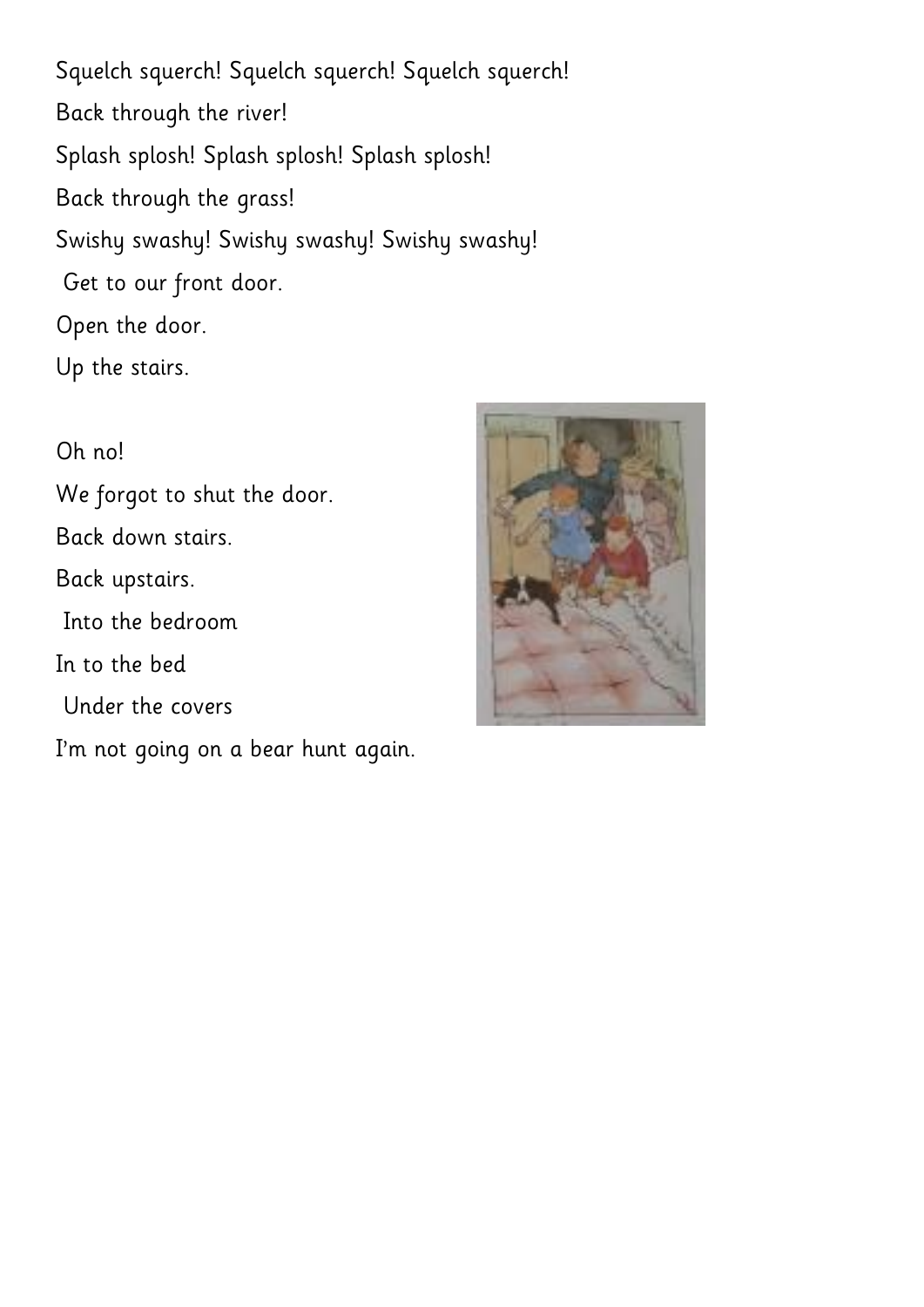Squelch squerch! Squelch squerch! Squelch squerch!

Back through the river!

Splash splosh! Splash splosh! Splash splosh!

Back through the grass!

Swishy swashy! Swishy swashy! Swishy swashy!

Get to our front door.

Open the door.

Up the stairs.

Oh no!

We forgot to shut the door.

Back down stairs.

Back upstairs.

Into the bedroom

In to the bed

Under the covers

I'm not going on a bear hunt again.